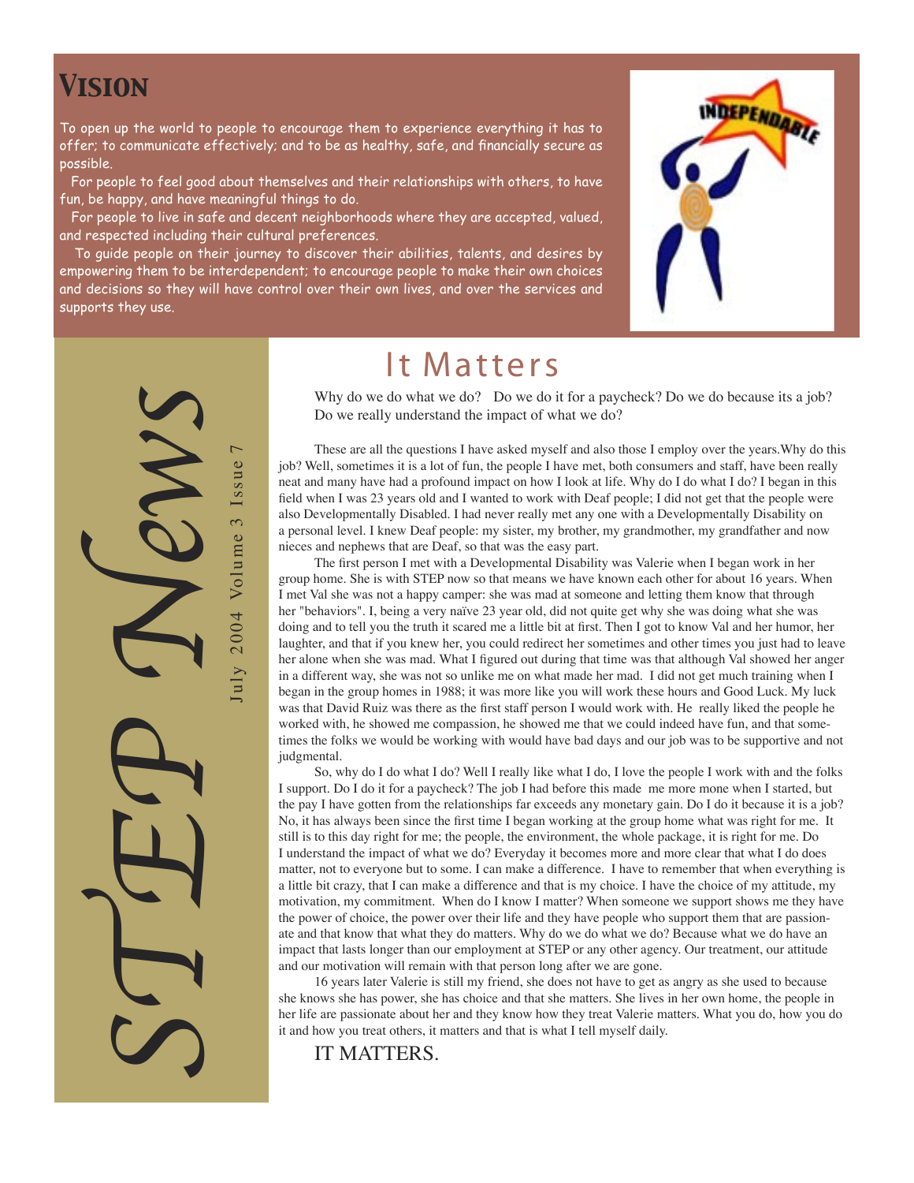# Vision

To open up the world to people to encourage them to experience everything it has to offer; to communicate effectively; and to be as healthy, safe, and financially secure as possible.

For people to feel good about themselves and their relationships with others, to have fun, be happy, and have meaningful things to do.

For people to live in safe and decent neighborhoods where they are accepted, valued, and respected including their cultural preferences.

To guide people on their journey to discover their abilities, talents, and desires by empowering them to be interdependent; to encourage people to make their own choices and decisions so they will have control over their own lives, and over the services and supports they use.

INDEPENDABLE

# STEP News

July 2004 Volume 3 Issue 7

## It Matters

Why do we do what we do? Do we do it for a paycheck? Do we do because its a job? Do we really understand the impact of what we do?

These are all the questions I have asked myself and also those I employ over the years.Why do this job? Well, sometimes it is a lot of fun, the people I have met, both consumers and staff, have been really neat and many have had a profound impact on how I look at life. Why do I do what I do? I began in this field when I was 23 years old and I wanted to work with Deaf people; I did not get that the people were also Developmentally Disabled. I had never really met any one with a Developmentally Disability on a personal level. I knew Deaf people: my sister, my brother, my grandmother, my grandfather and now nieces and nephews that are Deaf, so that was the easy part.

The first person I met with a Developmental Disability was Valerie when I began work in her group home. She is with STEP now so that means we have known each other for about 16 years. When I met Val she was not a happy camper: she was mad at someone and letting them know that through her "behaviors". I, being a very naïve 23 year old, did not quite get why she was doing what she was doing and to tell you the truth it scared me a little bit at first. Then I got to know Val and her humor, her laughter, and that if you knew her, you could redirect her sometimes and other times you just had to leave her alone when she was mad. What I figured out during that time was that although Val showed her anger in a different way, she was not so unlike me on what made her mad. I did not get much training when I began in the group homes in 1988; it was more like you will work these hours and Good Luck. My luck was that David Ruiz was there as the first staff person I would work with. He really liked the people he worked with, he showed me compassion, he showed me that we could indeed have fun, and that sometimes the folks we would be working with would have bad days and our job was to be supportive and not judgmental.

So, why do I do what I do? Well I really like what I do, I love the people I work with and the folks I support. Do I do it for a paycheck? The job I had before this made me more mone when I started, but the pay I have gotten from the relationships far exceeds any monetary gain. Do I do it because it is a job? No, it has always been since the first time I began working at the group home what was right for me. It still is to this day right for me; the people, the environment, the whole package, it is right for me. Do I understand the impact of what we do? Everyday it becomes more and more clear that what I do does matter, not to everyone but to some. I can make a difference. I have to remember that when everything is a little bit crazy, that I can make a difference and that is my choice. I have the choice of my attitude, my motivation, my commitment. When do I know I matter? When someone we support shows me they have the power of choice, the power over their life and they have people who support them that are passionate and that know that what they do matters. Why do we do what we do? Because what we do have an impact that lasts longer than our employment at STEP or any other agency. Our treatment, our attitude and our motivation will remain with that person long after we are gone.

16 years later Valerie is still my friend, she does not have to get as angry as she used to because she knows she has power, she has choice and that she matters. She lives in her own home, the people in her life are passionate about her and they know how they treat Valerie matters. What you do, how you do it and how you treat others, it matters and that is what I tell myself daily.

IT MATTERS.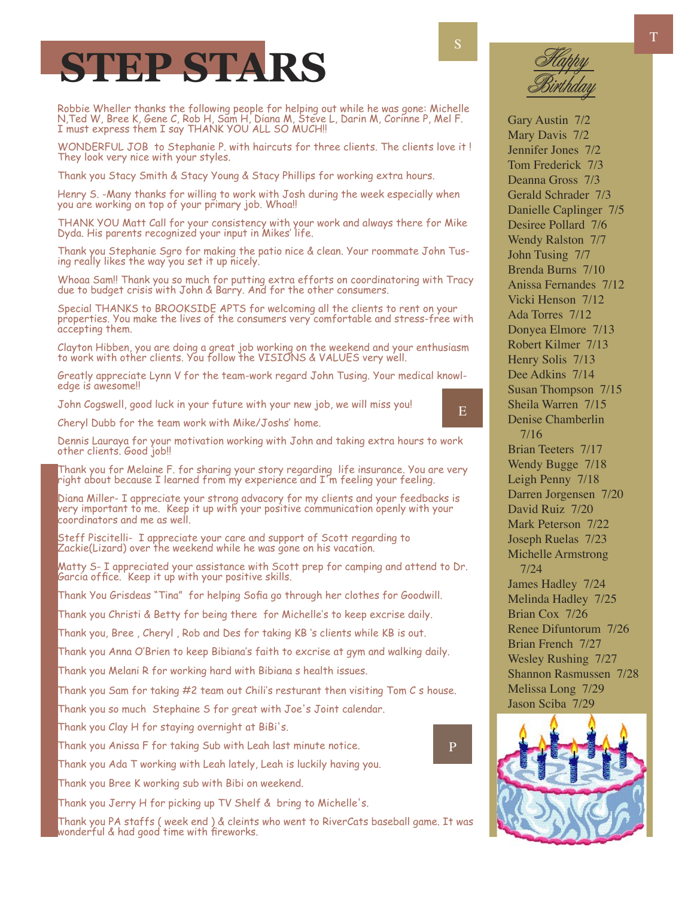# STEP STARS

Robbie Wheller thanks the following people for helping out while he was gone: Michelle N,Ted W, Bree K, Gene C, Rob H, Sam H, Diana M, Steve L, Darin M, Corinne P, Mel F. I must express them I say THANK YOU ALL SO MUCH!!

WONDERFUL JOB to Stephanie P. with haircuts for three clients. The clients love it ! They look very nice with your styles.

Thank you Stacy Smith & Stacy Young & Stacy Phillips for working extra hours.

Henry S. -Many thanks for willing to work with Josh during the week especially when you are working on top of your primary job. Whoa!!

THANK YOU Matt Call for your consistency with your work and always there for Mike Dyda. His parents recognized your input in Mikes' life.

Thank you Stephanie Sgro for making the patio nice & clean. Your roommate John Tusing really likes the way you set it up nicely.

Whoaa Sam!! Thank you so much for putting extra efforts on coordinatoring with Tracy due to budget crisis with John & Barry. And for the other consumers.

Special THANKS to BROOKSIDE APTS for welcoming all the clients to rent on your properties. You make the lives of the consumers very comfortable and stress-free with accepting them.

Clayton Hibben, you are doing a great job working on the weekend and your enthusiasm to work with other clients. You follow the VISIONS & VALUES very well.

Greatly appreciate Lynn V for the team-work regard John Tusing. Your medical knowledge is awesome!!

John Cogswell, good luck in your future with your new job, we will miss you!

Cheryl Dubb for the team work with Mike/Joshs' home.

Dennis Lauraya for your motivation working with John and taking extra hours to work other clients. Good job!!

Thank you for Melaine F. for sharing your story regarding life insurance. You are very right about because I learned from my experience and I'm feeling your feeling.

Diana Miller- I appreciate your strong advacory for my clients and your feedbacks is very important to me. Keep it up with your positive communication openly with your coordinators and me as well.

Steff Piscitelli- I appreciate your care and support of Scott regarding to Zackie(Lizard) over the weekend while he was gone on his vacation.

Matty S- I appreciated your assistance with Scott prep for camping and attend to Dr. Garcia office. Keep it up with your positive skills.

Thank You Grisdeas "Tina" for helping Sofia go through her clothes for Goodwill.

Thank you Christi & Betty for being there for Michelle's to keep excrise daily.

Thank you, Bree , Cheryl , Rob and Des for taking KB 's clients while KB is out.

Thank you Anna O'Brien to keep Bibiana's faith to excrise at gym and walking daily.

Thank you Melani R for working hard with Bibiana s health issues.

Thank you Sam for taking #2 team out Chili's resturant then visiting Tom C s house.

Thank you so much Stephaine S for great with Joe's Joint calendar.

Thank you Clay H for staying overnight at BiBi's.

Thank you Anissa F for taking Sub with Leah last minute notice.

Thank you Ada T working with Leah lately, Leah is luckily having you.

Thank you Bree K working sub with Bibi on weekend.

Thank you Jerry H for picking up TV Shelf & bring to Michelle's.

Thank you PA staffs ( week end ) & cleints who went to RiverCats baseball game. It was wonderful & had good time with fireworks.

## *Happy Birthday*

Gary Austin 7/2
Mary Davis 7/2
Jennifer Jones 7/2
Tom Frederick 7/3
Deanna Gross 7/3
Gerald Schrader 7/3
Danielle Caplinger 7/5
Desiree Pollard 7/6
Wendy Ralston 7/7
John Tusing 7/7
Brenda Burns 7/10
Anissa Fernandes 7/12
Vicki Henson 7/12
Ada Torres 7/12
Donyea Elmore 7/13
Robert Kilmer 7/13
Henry Solis 7/13
Dee Adkins 7/14
Susan Thompson 7/15
Sheila Warren 7/15
Denise Chamberlin 7/16
Brian Teeters 7/17
Wendy Bugge 7/18
Leigh Penny 7/18
Darren Jorgensen 7/20
David Ruiz 7/20
Mark Peterson 7/22
Joseph Ruelas 7/23
Michelle Armstrong 7/24
James Hadley 7/24
Melinda Hadley 7/25
Brian Cox 7/26
Renee Difuntorum 7/26
Brian French 7/27
Wesley Rushing 7/27
Shannon Rasmussen 7/28
Melissa Long 7/29
Jason Sciba 7/29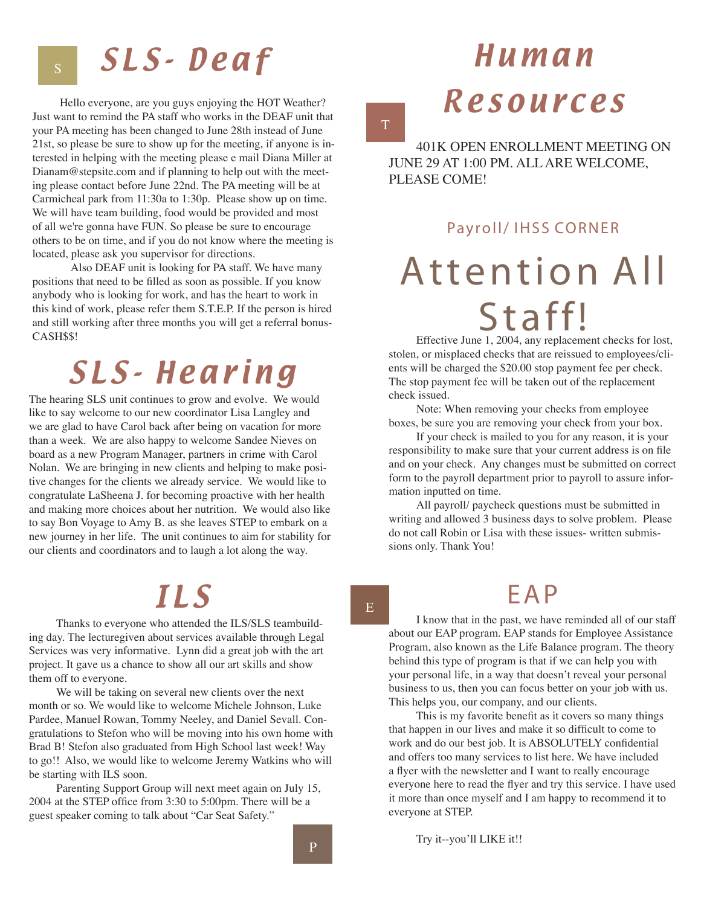# SLS- Deaf

Hello everyone, are you guys enjoying the HOT Weather? Just want to remind the PA staff who works in the DEAF unit that your PA meeting has been changed to June 28th instead of June 21st, so please be sure to show up for the meeting, if anyone is interested in helping with the meeting please e mail Diana Miller at Dianam@stepsite.com and if planning to help out with the meeting please contact before June 22nd. The PA meeting will be at Carmicheal park from 11:30a to 1:30p. Please show up on time. We will have team building, food would be provided and most of all we're gonna have FUN. So please be sure to encourage others to be on time, and if you do not know where the meeting is located, please ask you supervisor for directions.

Also DEAF unit is looking for PA staff. We have many positions that need to be filled as soon as possible. If you know anybody who is looking for work, and has the heart to work in this kind of work, please refer them S.T.E.P. If the person is hired and still working after three months you will get a referral bonus-CASH$$!

# SLS- Hearing

The hearing SLS unit continues to grow and evolve. We would like to say welcome to our new coordinator Lisa Langley and we are glad to have Carol back after being on vacation for more than a week. We are also happy to welcome Sandee Nieves on board as a new Program Manager, partners in crime with Carol Nolan. We are bringing in new clients and helping to make positive changes for the clients we already service. We would like to congratulate LaSheena J. for becoming proactive with her health and making more choices about her nutrition. We would also like to say Bon Voyage to Amy B. as she leaves STEP to embark on a new journey in her life. The unit continues to aim for stability for our clients and coordinators and to laugh a lot along the way.

# ILS

Thanks to everyone who attended the ILS/SLS teambuilding day. The lecturegiven about services available through Legal Services was very informative. Lynn did a great job with the art project. It gave us a chance to show all our art skills and show them off to everyone.

We will be taking on several new clients over the next month or so. We would like to welcome Michele Johnson, Luke Pardee, Manuel Rowan, Tommy Neeley, and Daniel Sevall. Congratulations to Stefon who will be moving into his own home with Brad B! Stefon also graduated from High School last week! Way to go!! Also, we would like to welcome Jeremy Watkins who will be starting with ILS soon.

Parenting Support Group will next meet again on July 15, 2004 at the STEP office from 3:30 to 5:00pm. There will be a guest speaker coming to talk about "Car Seat Safety."

# Human Resources

401K OPEN ENROLLMENT MEETING ON JUNE 29 AT 1:00 PM. ALL ARE WELCOME, PLEASE COME!

## Payroll/ IHSS CORNER

# Attention All Staff!

Effective June 1, 2004, any replacement checks for lost, stolen, or misplaced checks that are reissued to employees/clients will be charged the $20.00 stop payment fee per check. The stop payment fee will be taken out of the replacement check issued.

Note: When removing your checks from employee boxes, be sure you are removing your check from your box.

If your check is mailed to you for any reason, it is your responsibility to make sure that your current address is on file and on your check. Any changes must be submitted on correct form to the payroll department prior to payroll to assure information inputted on time.

All payroll/ paycheck questions must be submitted in writing and allowed 3 business days to solve problem. Please do not call Robin or Lisa with these issues- written submissions only. Thank You!

# EAP

I know that in the past, we have reminded all of our staff about our EAP program. EAP stands for Employee Assistance Program, also known as the Life Balance program. The theory behind this type of program is that if we can help you with your personal life, in a way that doesn't reveal your personal business to us, then you can focus better on your job with us. This helps you, our company, and our clients.

This is my favorite benefit as it covers so many things that happen in our lives and make it so difficult to come to work and do our best job. It is ABSOLUTELY confidential and offers too many services to list here. We have included a flyer with the newsletter and I want to really encourage everyone here to read the flyer and try this service. I have used it more than once myself and I am happy to recommend it to everyone at STEP.

Try it--you'll LIKE it!!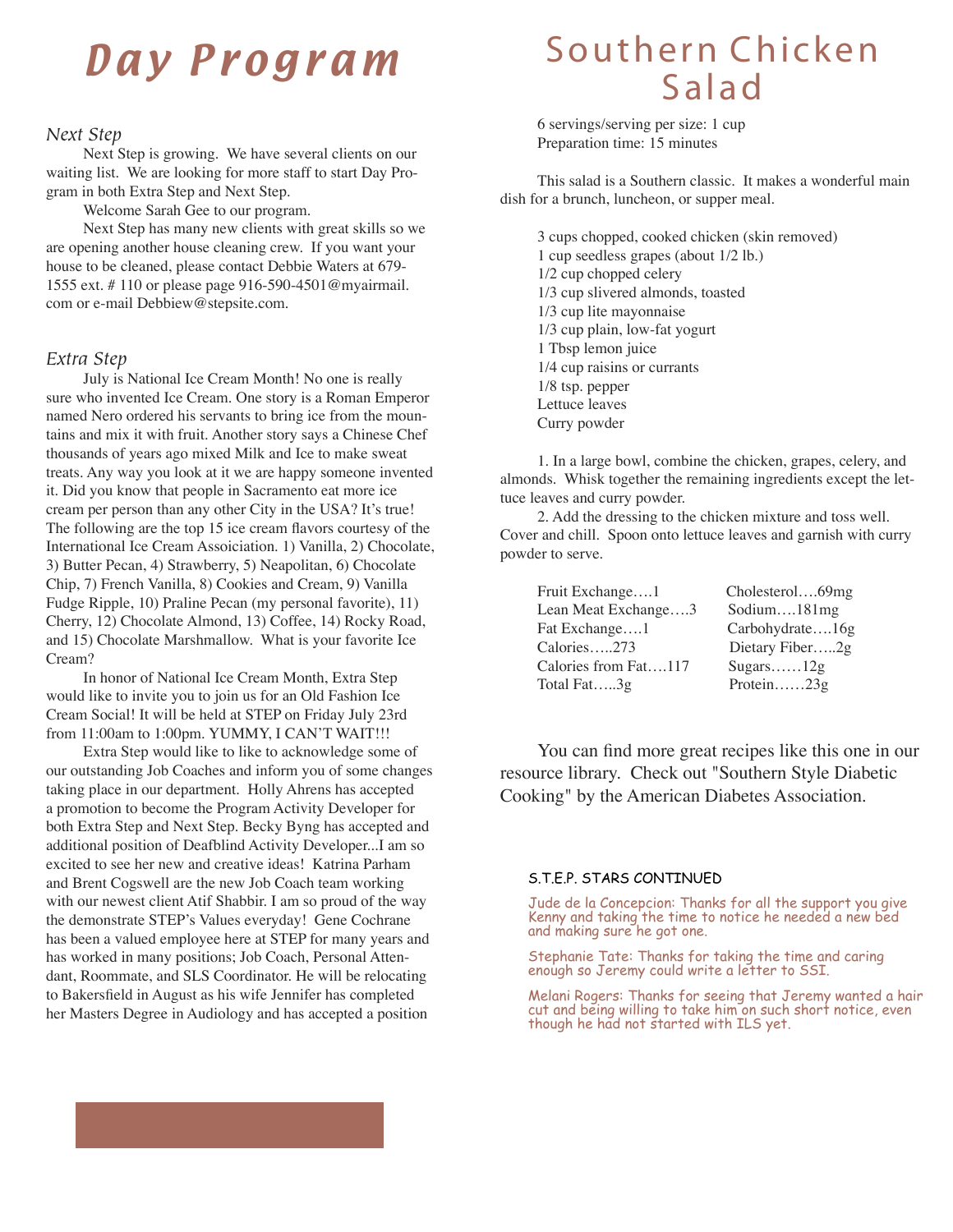# Day Program

### *Next Step*

Next Step is growing. We have several clients on our waiting list. We are looking for more staff to start Day Program in both Extra Step and Next Step.

Welcome Sarah Gee to our program.

Next Step has many new clients with great skills so we are opening another house cleaning crew. If you want your house to be cleaned, please contact Debbie Waters at 679-1555 ext. # 110 or please page 916-590-4501@myairmail.com or e-mail Debbiew@stepsite.com.

### *Extra Step*

July is National Ice Cream Month! No one is really sure who invented Ice Cream. One story is a Roman Emperor named Nero ordered his servants to bring ice from the mountains and mix it with fruit. Another story says a Chinese Chef thousands of years ago mixed Milk and Ice to make sweat treats. Any way you look at it we are happy someone invented it. Did you know that people in Sacramento eat more ice cream per person than any other City in the USA? It's true! The following are the top 15 ice cream flavors courtesy of the International Ice Cream Assoiciation. 1) Vanilla, 2) Chocolate, 3) Butter Pecan, 4) Strawberry, 5) Neapolitan, 6) Chocolate Chip, 7) French Vanilla, 8) Cookies and Cream, 9) Vanilla Fudge Ripple, 10) Praline Pecan (my personal favorite), 11) Cherry, 12) Chocolate Almond, 13) Coffee, 14) Rocky Road, and 15) Chocolate Marshmallow. What is your favorite Ice Cream?

In honor of National Ice Cream Month, Extra Step would like to invite you to join us for an Old Fashion Ice Cream Social! It will be held at STEP on Friday July 23rd from 11:00am to 1:00pm. YUMMY, I CAN'T WAIT!!!

Extra Step would like to like to acknowledge some of our outstanding Job Coaches and inform you of some changes taking place in our department. Holly Ahrens has accepted a promotion to become the Program Activity Developer for both Extra Step and Next Step. Becky Byng has accepted and additional position of Deafblind Activity Developer...I am so excited to see her new and creative ideas! Katrina Parham and Brent Cogswell are the new Job Coach team working with our newest client Atif Shabbir. I am so proud of the way the demonstrate STEP's Values everyday! Gene Cochrane has been a valued employee here at STEP for many years and has worked in many positions; Job Coach, Personal Attendant, Roommate, and SLS Coordinator. He will be relocating to Bakersfield in August as his wife Jennifer has completed her Masters Degree in Audiology and has accepted a position

# Southern Chicken Salad

6 servings/serving per size: 1 cup
Preparation time: 15 minutes

This salad is a Southern classic. It makes a wonderful main dish for a brunch, luncheon, or supper meal.

- 3 cups chopped, cooked chicken (skin removed)
- 1 cup seedless grapes (about 1/2 lb.)
- 1/2 cup chopped celery
- 1/3 cup slivered almonds, toasted
- 1/3 cup lite mayonnaise
- 1/3 cup plain, low-fat yogurt
- 1 Tbsp lemon juice
- 1/4 cup raisins or currants
- 1/8 tsp. pepper
- Lettuce leaves
- Curry powder

1. In a large bowl, combine the chicken, grapes, celery, and almonds. Whisk together the remaining ingredients except the lettuce leaves and curry powder.
2. Add the dressing to the chicken mixture and toss well. Cover and chill. Spoon onto lettuce leaves and garnish with curry powder to serve.

| | |
|---|---|
| Fruit Exchange….1 | Cholesterol….69mg |
| Lean Meat Exchange….3 | Sodium….181mg |
| Fat Exchange….1 | Carbohydrate….16g |
| Calories…..273 | Dietary Fiber…..2g |
| Calories from Fat….117 | Sugars……12g |
| Total Fat…..3g | Protein……23g |

You can find more great recipes like this one in our resource library. Check out "Southern Style Diabetic Cooking" by the American Diabetes Association.

### S.T.E.P. STARS CONTINUED

Jude de la Concepcion: Thanks for all the support you give Kenny and taking the time to notice he needed a new bed and making sure he got one.

Stephanie Tate: Thanks for taking the time and caring enough so Jeremy could write a letter to SSI.

Melani Rogers: Thanks for seeing that Jeremy wanted a hair cut and being willing to take him on such short notice, even though he had not started with ILS yet.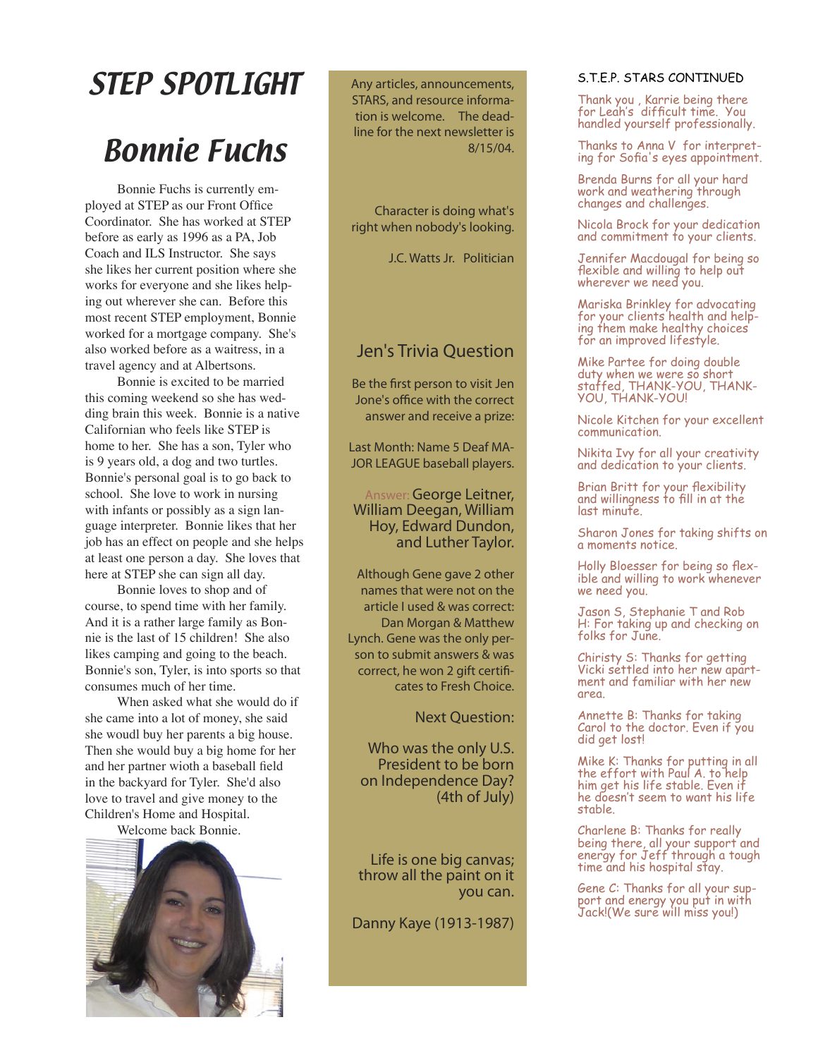# STEP SPOTLIGHT

# Bonnie Fuchs

Bonnie Fuchs is currently employed at STEP as our Front Office Coordinator. She has worked at STEP before as early as 1996 as a PA, Job Coach and ILS Instructor. She says she likes her current position where she works for everyone and she likes helping out wherever she can. Before this most recent STEP employment, Bonnie worked for a mortgage company. She's also worked before as a waitress, in a travel agency and at Albertsons.

Bonnie is excited to be married this coming weekend so she has wedding brain this week. Bonnie is a native Californian who feels like STEP is home to her. She has a son, Tyler who is 9 years old, a dog and two turtles. Bonnie's personal goal is to go back to school. She love to work in nursing with infants or possibly as a sign language interpreter. Bonnie likes that her job has an effect on people and she helps at least one person a day. She loves that here at STEP she can sign all day.

Bonnie loves to shop and of course, to spend time with her family. And it is a rather large family as Bonnie is the last of 15 children! She also likes camping and going to the beach. Bonnie's son, Tyler, is into sports so that consumes much of her time.

When asked what she would do if she came into a lot of money, she said she woudl buy her parents a big house. Then she would buy a big home for her and her partner wioth a baseball field in the backyard for Tyler. She'd also love to travel and give money to the Children's Home and Hospital.

Welcome back Bonnie.

Any articles, announcements, STARS, and resource information is welcome. The deadline for the next newsletter is 8/15/04.

Character is doing what's right when nobody's looking.

J.C. Watts Jr. Politician

## Jen's Trivia Question

Be the first person to visit Jen Jone's office with the correct answer and receive a prize:

Last Month: Name 5 Deaf MAJOR LEAGUE baseball players.

Answer: George Leitner, William Deegan, William Hoy, Edward Dundon, and Luther Taylor.

Although Gene gave 2 other names that were not on the article I used & was correct: Dan Morgan & Matthew Lynch. Gene was the only person to submit answers & was correct, he won 2 gift certificates to Fresh Choice.

Next Question:

Who was the only U.S. President to be born on Independence Day? (4th of July)

Life is one big canvas; throw all the paint on it you can.

Danny Kaye (1913-1987)

## S.T.E.P. STARS CONTINUED

Thank you , Karrie being there for Leah's difficult time. You handled yourself professionally.

Thanks to Anna V for interpreting for Sofia's eyes appointment.

Brenda Burns for all your hard work and weathering through changes and challenges.

Nicola Brock for your dedication and commitment to your clients.

Jennifer Macdougal for being so flexible and willing to help out wherever we need you.

Mariska Brinkley for advocating for your clients health and helping them make healthy choices for an improved lifestyle.

Mike Partee for doing double duty when we were so short staffed, THANK-YOU, THANK-YOU, THANK-YOU!

Nicole Kitchen for your excellent communication.

Nikita Ivy for all your creativity and dedication to your clients.

Brian Britt for your flexibility and willingness to fill in at the last minute.

Sharon Jones for taking shifts on a moments notice.

Holly Bloesser for being so flexible and willing to work whenever we need you.

Jason S, Stephanie T and Rob H: For taking up and checking on folks for June.

Chiristy S: Thanks for getting Vicki settled into her new apartment and familiar with her new area.

Annette B: Thanks for taking Carol to the doctor. Even if you did get lost!

Mike K: Thanks for putting in all the effort with Paul A. to help him get his life stable. Even if he doesn't seem to want his life stable.

Charlene B: Thanks for really being there, all your support and energy for Jeff through a tough time and his hospital stay.

Gene C: Thanks for all your support and energy you put in with Jack!(We sure will miss you!)